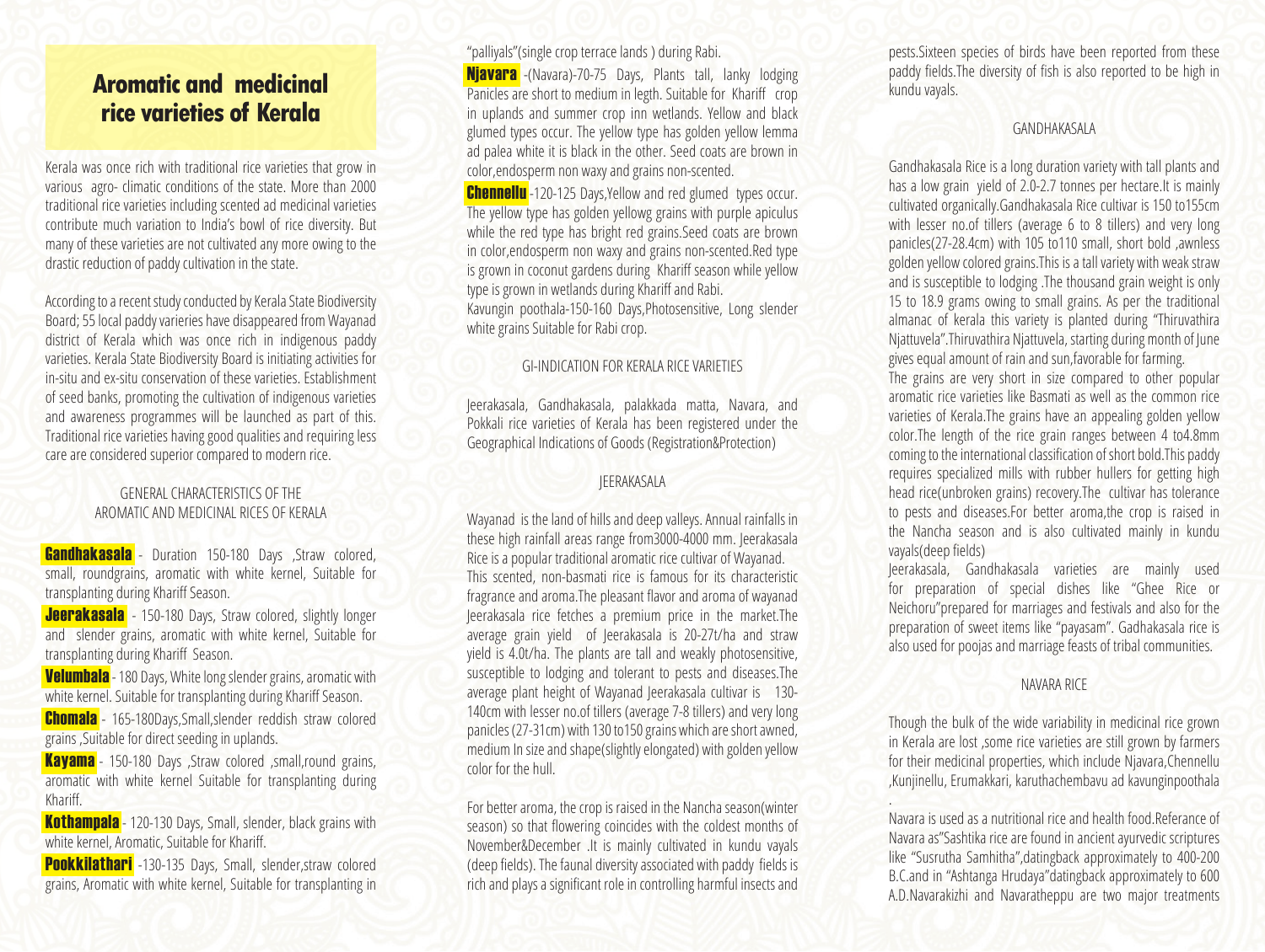# Aromatic and medicinal rice varieties of Kerala

Kerala was once rich with traditional rice varieties that grow in various agro- climatic conditions of the state. More than 2000 traditional rice varieties including scented ad medicinal varieties contribute much variation to India's bowl of rice diversity. But many of these varieties are not cultivated any more owing to the drastic reduction of paddy cultivation in the state.

According to a recent study conducted by Kerala State Biodiversity Board; 55 local paddy varieries have disappeared from Wayanad district of Kerala which was once rich in indigenous paddy varieties. Kerala State Biodiversity Board is initiating activities for in-situ and ex-situ conservation of these varieties. Establishment of seed banks, promoting the cultivation of indigenous varieties and awareness programmes will be launched as part of this. Traditional rice varieties having good qualities and requiring less care are considered superior compared to modern rice.

## GENERAL CHARACTERISTICS OF THE AROMATIC AND MEDICINAL RICES OF KERALA

**Gandhakasala** - Duration 150-180 Days ,Straw colored, small, roundgrains, aromatic with white kernel, Suitable for transplanting during Khariff Season.

**Jeerakasala** - 150-180 Days, Straw colored, slightly longer and slender grains, aromatic with white kernel, Suitable for transplanting during Khariff Season.

**Velumbala** - 180 Days, White long slender grains, aromatic with white kernel. Suitable for transplanting during Khariff Season.

**Chomala** - 165-180Days,Small,slender reddish straw colored grains ,Suitable for direct seeding in uplands.

**Kayama** - 150-180 Days ,Straw colored ,small,round grains, aromatic with white kernel Suitable for transplanting during Khariff.

**Kothampala** - 120-130 Days, Small, slender, black grains with white kernel, Aromatic, Suitable for Khariff.

**Pookkilathari** -130-135 Days, Small, slender,straw colored grains, Aromatic with white kernel, Suitable for transplanting in "palliyals"(single crop terrace lands ) during Rabi.

**Njavara** -(Navara)-70-75 Days, Plants tall, lanky lodging Panicles are short to medium in legth. Suitable for Khariff crop in uplands and summer crop inn wetlands. Yellow and black glumed types occur. The yellow type has golden yellow lemma ad palea white it is black in the other. Seed coats are brown in color,endosperm non waxy and grains non-scented.

**Chennellu** -120-125 Days,Yellow and red glumed types occur. The yellow type has golden yellowg grains with purple apiculus while the red type has bright red grains.Seed coats are brown in color,endosperm non waxy and grains non-scented.Red type is grown in coconut gardens during Khariff season while yellow type is grown in wetlands during Khariff and Rabi.

Kavungin poothala-150-160 Days,Photosensitive, Long slender white grains Suitable for Rabi crop.

## GI-INDICATION FOR KERALA RICE VARIETIES

Jeerakasala, Gandhakasala, palakkada matta, Navara, and Pokkali rice varieties of Kerala has been registered under the Geographical Indications of Goods (Registration&Protection)

## JEERAKASALA

Wayanad is the land of hills and deep valleys. Annual rainfalls in these high rainfall areas range from3000-4000 mm. Jeerakasala Rice is a popular traditional aromatic rice cultivar of Wayanad. This scented, non-basmati rice is famous for its characteristic fragrance and aroma.The pleasant flavor and aroma of wayanad Jeerakasala rice fetches a premium price in the market.The average grain yield of Jeerakasala is 20-27t/ha and straw yield is 4.0t/ha. The plants are tall and weakly photosensitive, susceptible to lodging and tolerant to pests and diseases.The average plant height of Wayanad Jeerakasala cultivar is 130-140cm with lesser no.of tillers (average 7-8 tillers) and very long panicles (27-31cm) with 130 to150 grains which are short awned, medium In size and shape(slightly elongated) with golden yellow color for the hull.

For better aroma, the crop is raised in the Nancha season(winter season) so that flowering coincides with the coldest months of November&December .It is mainly cultivated in kundu vayals (deep fields). The faunal diversity associated with paddy fields is rich and plays a significant role in controlling harmful insects and pests.Sixteen species of birds have been reported from these paddy fields.The diversity of fish is also reported to be high in kundu vayals.

## GANDHAKASALA

Gandhakasala Rice is a long duration variety with tall plants and has a low grain yield of 2.0-2.7 tonnes per hectare.It is mainly cultivated organically.Gandhakasala Rice cultivar is 150 to155cm with lesser no.of tillers (average 6 to 8 tillers) and very long panicles(27-28.4cm) with 105 to110 small, short bold ,awnless golden yellow colored grains.This is a tall variety with weak straw and is susceptible to lodging .The thousand grain weight is only 15 to 18.9 grams owing to small grains. As per the traditional almanac of kerala this variety is planted during "Thiruvathira Njattuvela".Thiruvathira Njattuvela, starting during month of June gives equal amount of rain and sun,favorable for farming.

The grains are very short in size compared to other popular aromatic rice varieties like Basmati as well as the common rice varieties of Kerala.The grains have an appealing golden yellow color.The length of the rice grain ranges between 4 to4.8mm coming to the international classification of short bold.This paddy requires specialized mills with rubber hullers for getting high head rice(unbroken grains) recovery.The cultivar has tolerance to pests and diseases.For better aroma,the crop is raised in the Nancha season and is also cultivated mainly in kundu vayals(deep fields)

Jeerakasala, Gandhakasala varieties are mainly used for preparation of special dishes like "Ghee Rice or Neichoru"prepared for marriages and festivals and also for the preparation of sweet items like "payasam". Gadhakasala rice is also used for poojas and marriage feasts of tribal communities.

## NAVARA RICE

Though the bulk of the wide variability in medicinal rice grown in Kerala are lost ,some rice varieties are still grown by farmers for their medicinal properties, which include Njavara,Chennellu ,Kunjinellu, Erumakkari, karuthachembavu ad kavunginpoothala .

Navara is used as a nutritional rice and health food.Referance of Navara as"Sashtika rice are found in ancient ayurvedic scriptures like "Susrutha Samhitha",datingback approximately to 400-200 B.C.and in "Ashtanga Hrudaya"datingback approximately to 600 A.D.Navarakizhi and Navaratheppu are two major treatments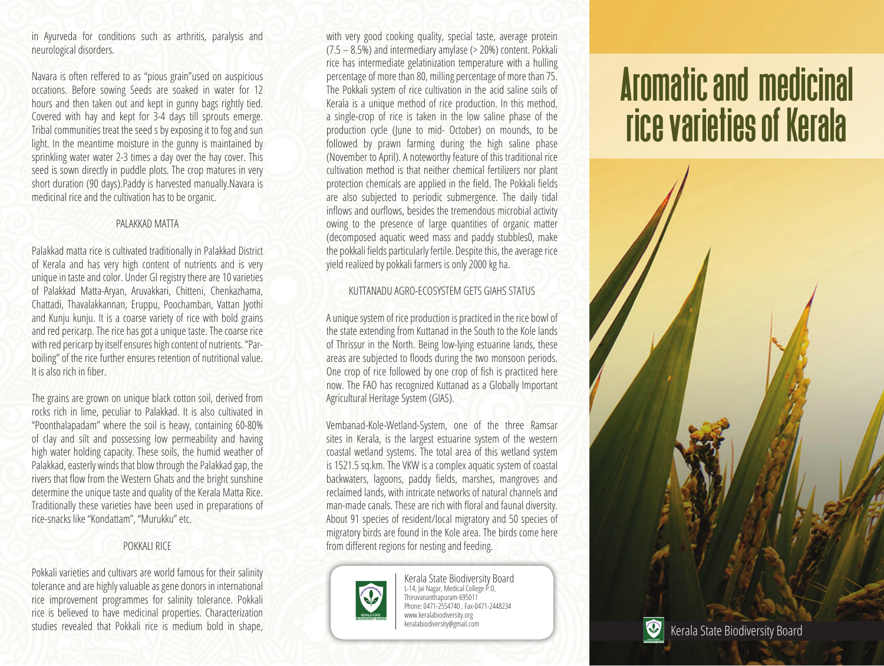in Ayurveda for conditions such as arthritis, paralysis and neurological disorders.

Navara is often reffered to as "pious grain"used on auspicious occations. Before sowing Seeds are soaked in water for 12 hours and then taken out and kept in gunny bags rightly tied. Covered with hay and kept for 3-4 days till sprouts emerge. Tribal communities treat the seed s by exposing it to fog and sun light. In the meantime moisture in the gunny is maintained by sprinkling water water 2-3 times a day over the hay cover. This seed is sown directly in puddle plots. The crop matures in very short duration (90 days).Paddy is harvested manually.Navara is medicinal rice and the cultivation has to be organic.

## PALAKKAD MATTA

Palakkad matta rice is cultivated traditionally in Palakkad District of Kerala and has very high content of nutrients and is very unique in taste and color. Under GI registry there are 10 varieties of Palakkad Matta-Aryan, Aruvakkari, Chitteni, Chenkazhama, Chattadi, Thavalakkannan, Eruppu, Poochamban, Vattan Jyothi and Kunju kunju. It is a coarse variety of rice with bold grains and red pericarp. The rice has got a unique taste. The coarse rice with red pericarp by itself ensures high content of nutrients. "Par-boiling" of the rice further ensures retention of nutritional value. It is also rich in fiber.

The grains are grown on unique black cotton soil, derived from rocks rich in lime, peculiar to Palakkad. It is also cultivated in "Poonthalapadam" where the soil is heavy, containing 60-80% of clay and silt and possessing low permeability and having high water holding capacity. These soils, the humid weather of Palakkad, easterly winds that blow through the Palakkad gap, the rivers that flow from the Western Ghats and the bright sunshine determine the unique taste and quality of the Kerala Matta Rice. Traditionally these varieties have been used in preparations of rice-snacks like "Kondattam", "Murukku" etc.

## POKKALI RICE

Pokkali varieties and cultivars are world famous for their salinity tolerance and are highly valuable as gene donors in international rice improvement programmes for salinity tolerance. Pokkali rice is believed to have medicinal properties. Characterization studies revealed that Pokkali rice is medium bold in shape, with very good cooking quality, special taste, average protein (7.5 – 8.5%) and intermediary amylase (> 20%) content. Pokkali rice has intermediate gelatinization temperature with a hulling percentage of more than 80, milling percentage of more than 75. The Pokkali system of rice cultivation in the acid saline soils of Kerala is a unique method of rice production. In this method, a single-crop of rice is taken in the low saline phase of the production cycle (June to mid- October) on mounds, to be followed by prawn farming during the high saline phase (November to April). A noteworthy feature of this traditional rice cultivation method is that neither chemical fertilizers nor plant protection chemicals are applied in the field. The Pokkali fields are also subjected to periodic submergence. The daily tidal inflows and ourflows, besides the tremendous microbial activity owing to the presence of large quantities of organic matter (decomposed aquatic weed mass and paddy stubbles0, make the pokkali fields particularly fertile. Despite this, the average rice yield realized by pokkali farmers is only 2000 kg ha.

## KUTTANADU AGRO-ECOSYSTEM GETS GIAHS STATUS

A unique system of rice production is practiced in the rice bowl of the state extending from Kuttanad in the South to the Kole lands of Thrissur in the North. Being low-lying estuarine lands, these areas are subjected to floods during the two monsoon periods. One crop of rice followed by one crop of fish is practiced here now. The FAO has recognized Kuttanad as a Globally Important Agricultural Heritage System (GIAS).

Vembanad-Kole-Wetland-System, one of the three Ramsar sites in Kerala, is the largest estuarine system of the western coastal wetland systems. The total area of this wetland system is 1521.5 sq.km. The VKW is a complex aquatic system of coastal backwaters, lagoons, paddy fields, marshes, mangroves and reclaimed lands, with intricate networks of natural channels and man-made canals. These are rich with floral and faunal diversity. About 91 species of resident/local migratory and 50 species of migratory birds are found in the Kole area. The birds come here from different regions for nesting and feeding.

Kerala State Biodiversity Board
L-14, Jai Nagar, Medical College P.O,
Thiruvananthapuram-695011
Phone: 0471-2554740 , Fax-0471-2448234
www.keralabiodiversity.org
keralabiodiversity@gmail.com

# Aromatic and medicinal rice varieties of Kerala

Kerala State Biodiversity Board